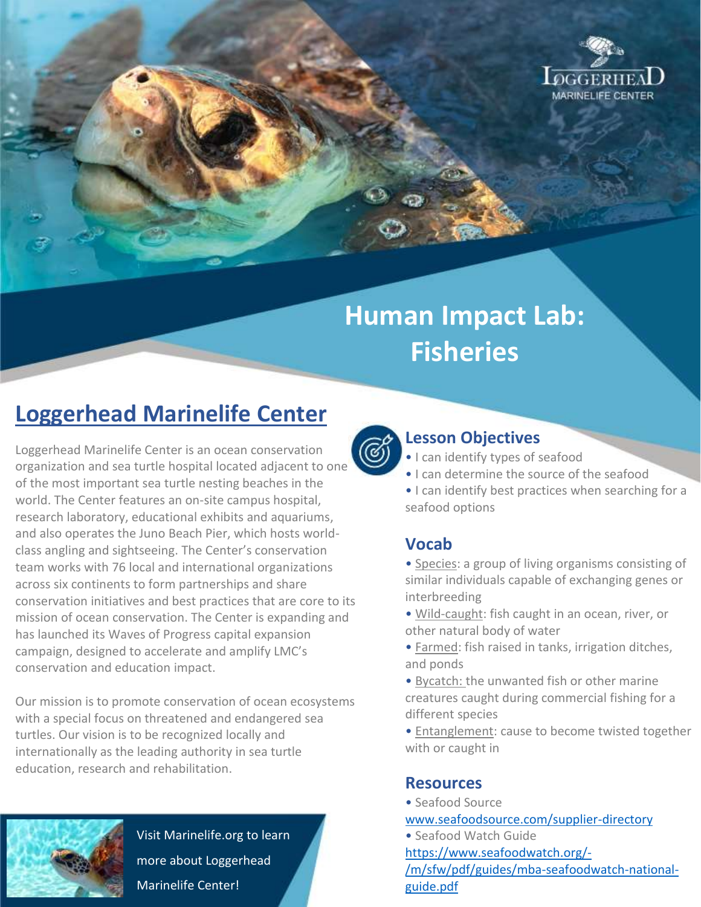# Human Impact Lab: Fisheries

## Loggerhead Marinelife Center

Loggerhead Marinelife Center is an ocean conservation organization and sea turtle hospital located adjacent to one of the most important sea turtle nesting beaches in the world. The Center features an on-site campus hospital, research laboratory, educational exhibits and aquariums, and also operates the Juno Beach Pier, which hosts world-class angling and sightseeing. The Center's conservation team works with 76 local and international organizations across six continents to form partnerships and share conservation initiatives and best practices that are core to its mission of ocean conservation. The Center is expanding and has launched its Waves of Progress capital expansion campaign, designed to accelerate and amplify LMC's conservation and education impact.

Our mission is to promote conservation of ocean ecosystems with a special focus on threatened and endangered sea turtles. Our vision is to be recognized locally and internationally as the leading authority in sea turtle education, research and rehabilitation.

Visit Marinelife.org to learn more about Loggerhead Marinelife Center!

## Lesson Objectives

- I can identify types of seafood
- I can determine the source of the seafood
- I can identify best practices when searching for a seafood options

## Vocab

- Species: a group of living organisms consisting of similar individuals capable of exchanging genes or interbreeding
- Wild-caught: fish caught in an ocean, river, or other natural body of water
- Farmed: fish raised in tanks, irrigation ditches, and ponds
- Bycatch: the unwanted fish or other marine creatures caught during commercial fishing for a different species
- Entanglement: cause to become twisted together with or caught in

## Resources

- Seafood Source
  www.seafoodsource.com/supplier-directory
- Seafood Watch Guide
  https://www.seafoodwatch.org/-/m/sfw/pdf/guides/mba-seafoodwatch-national-guide.pdf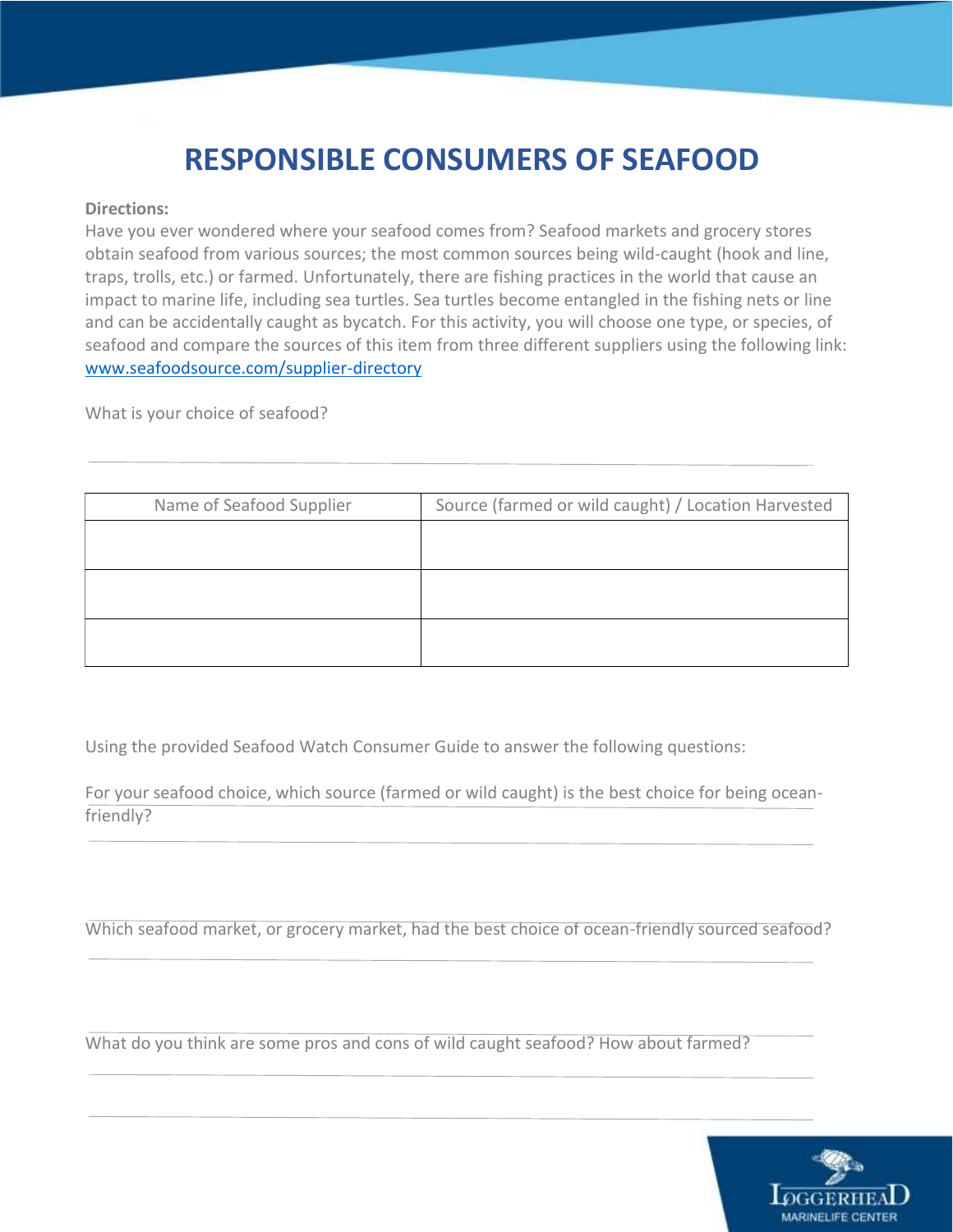# RESPONSIBLE CONSUMERS OF SEAFOOD

**Directions:**
Have you ever wondered where your seafood comes from? Seafood markets and grocery stores obtain seafood from various sources; the most common sources being wild-caught (hook and line, traps, trolls, etc.) or farmed. Unfortunately, there are fishing practices in the world that cause an impact to marine life, including sea turtles. Sea turtles become entangled in the fishing nets or line and can be accidentally caught as bycatch. For this activity, you will choose one type, or species, of seafood and compare the sources of this item from three different suppliers using the following link: [www.seafoodsource.com/supplier-directory](http://www.seafoodsource.com/supplier-directory)

What is your choice of seafood?

______________________________________________________________

| Name of Seafood Supplier | Source (farmed or wild caught) / Location Harvested |
|---|---|
| | |
| | |
| | |

Using the provided Seafood Watch Consumer Guide to answer the following questions:

For your seafood choice, which source (farmed or wild caught) is the best choice for being ocean-friendly?

______________________________________________________________

Which seafood market, or grocery market, had the best choice of ocean-friendly sourced seafood?

______________________________________________________________

What do you think are some pros and cons of wild caught seafood? How about farmed?

______________________________________________________________

______________________________________________________________